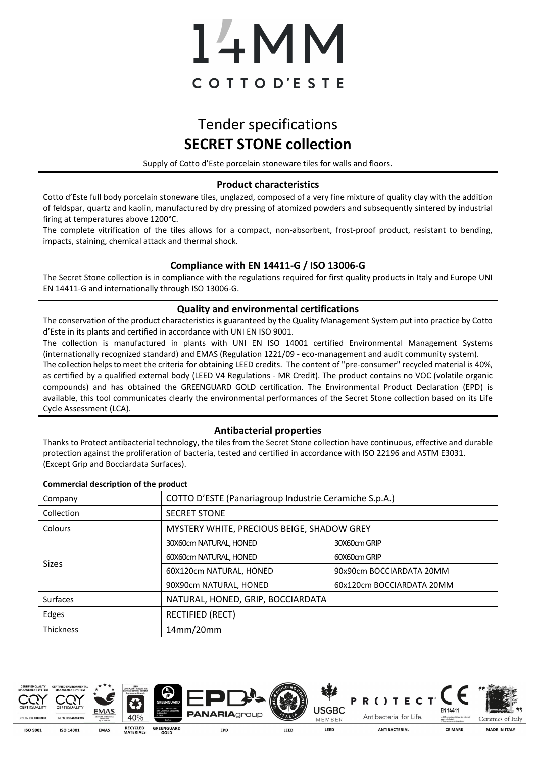# 14MM COTTO D'ESTE

## Tender specifications
## SECRET STONE collection

Supply of Cotto d'Este porcelain stoneware tiles for walls and floors.

### Product characteristics

Cotto d'Este full body porcelain stoneware tiles, unglazed, composed of a very fine mixture of quality clay with the addition of feldspar, quartz and kaolin, manufactured by dry pressing of atomized powders and subsequently sintered by industrial firing at temperatures above 1200°C.

The complete vitrification of the tiles allows for a compact, non-absorbent, frost-proof product, resistant to bending, impacts, staining, chemical attack and thermal shock.

### Compliance with EN 14411-G / ISO 13006-G

The Secret Stone collection is in compliance with the regulations required for first quality products in Italy and Europe UNI EN 14411-G and internationally through ISO 13006-G.

### Quality and environmental certifications

The conservation of the product characteristics is guaranteed by the Quality Management System put into practice by Cotto d'Este in its plants and certified in accordance with UNI EN ISO 9001.

The collection is manufactured in plants with UNI EN ISO 14001 certified Environmental Management Systems (internationally recognized standard) and EMAS (Regulation 1221/09 - eco-management and audit community system).

The collection helps to meet the criteria for obtaining LEED credits. The content of "pre-consumer" recycled material is 40%, as certified by a qualified external body (LEED V4 Regulations - MR Credit). The product contains no VOC (volatile organic compounds) and has obtained the GREENGUARD GOLD certification. The Environmental Product Declaration (EPD) is available, this tool communicates clearly the environmental performances of the Secret Stone collection based on its Life Cycle Assessment (LCA).

### Antibacterial properties

Thanks to Protect antibacterial technology, the tiles from the Secret Stone collection have continuous, effective and durable protection against the proliferation of bacteria, tested and certified in accordance with ISO 22196 and ASTM E3031. (Except Grip and Bocciardata Surfaces).

| Commercial description of the product | | |
|---|---|---|
| Company | COTTO D'ESTE (Panariagroup Industrie Ceramiche S.p.A.) | |
| Collection | SECRET STONE | |
| Colours | MYSTERY WHITE, PRECIOUS BEIGE, SHADOW GREY | |
| Sizes | 30X60cm NATURAL, HONED | 30X60cm GRIP |
| | 60X60cm NATURAL, HONED | 60X60cm GRIP |
| | 60X120cm NATURAL, HONED | 90x90cm BOCCIARDATA 20MM |
| | 90X90cm NATURAL, HONED | 60x120cm BOCCIARDATA 20MM |
| Surfaces | NATURAL, HONED, GRIP, BOCCIARDATA | |
| Edges | RECTIFIED (RECT) | |
| Thickness | 14mm/20mm | |

ISO 9001 | ISO 14001 | EMAS | RECYCLED MATERIALS 40% | GREENGUARD GOLD | EPD | LEED | LEED | ANTIBACTERIAL | CE MARK | MADE IN ITALY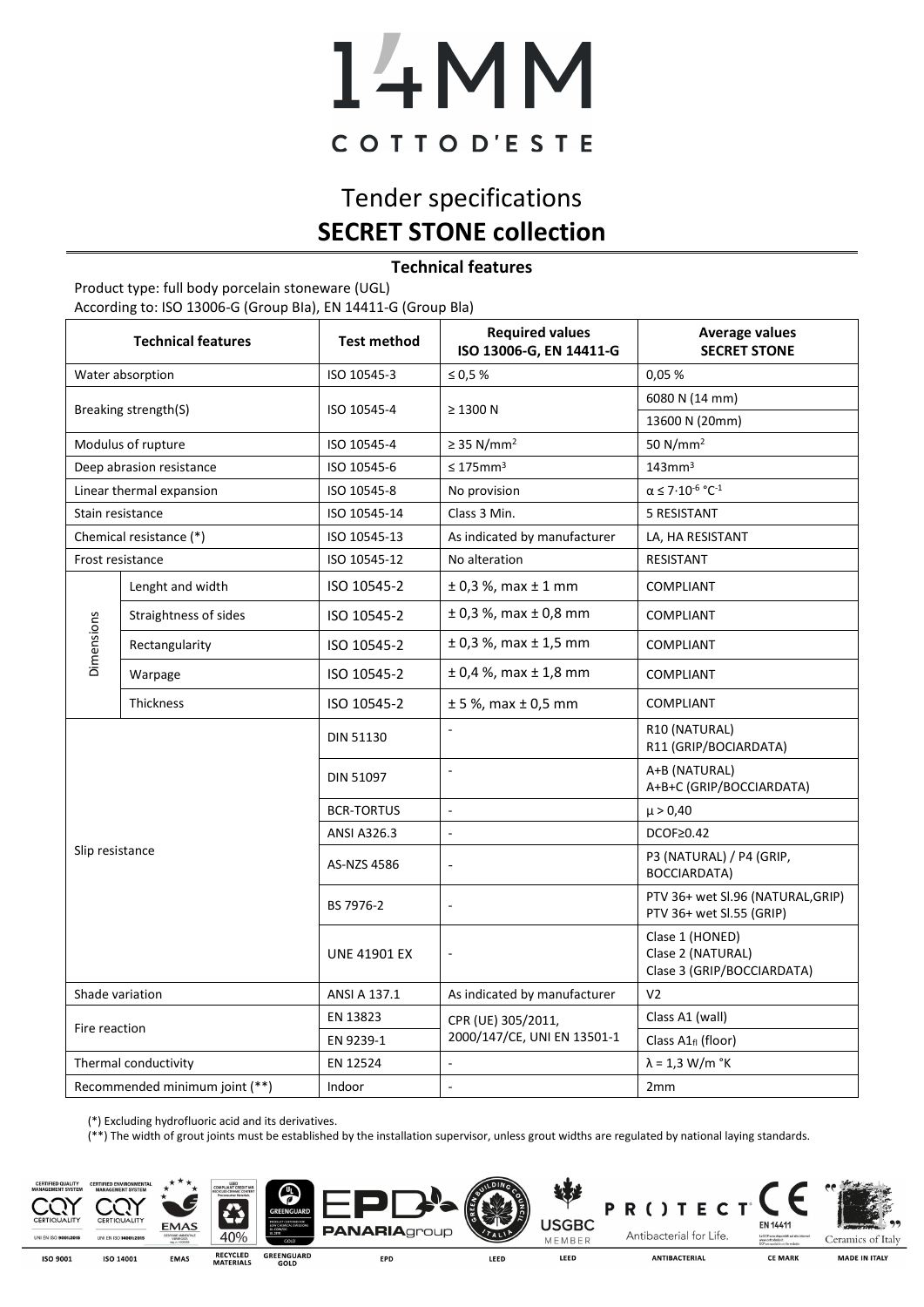# 14MM

COTTO D'ESTE

# Tender specifications
## SECRET STONE collection

### Technical features

Product type: full body porcelain stoneware (UGL)
According to: ISO 13006-G (Group BIa), EN 14411-G (Group BIa)

| Technical features | | Test method | Required values ISO 13006-G, EN 14411-G | Average values SECRET STONE |
|---|---|---|---|---|
| Water absorption | | ISO 10545-3 | ≤ 0,5 % | 0,05 % |
| Breaking strength(S) | | ISO 10545-4 | ≥ 1300 N | 6080 N (14 mm) |
| | | | | 13600 N (20mm) |
| Modulus of rupture | | ISO 10545-4 | ≥ 35 N/mm² | 50 N/mm² |
| Deep abrasion resistance | | ISO 10545-6 | ≤ 175mm³ | 143mm³ |
| Linear thermal expansion | | ISO 10545-8 | No provision | $\alpha \leq 7 \cdot 10^{-6}$ °C$^{-1}$ |
| Stain resistance | | ISO 10545-14 | Class 3 Min. | 5 RESISTANT |
| Chemical resistance (*) | | ISO 10545-13 | As indicated by manufacturer | LA, HA RESISTANT |
| Frost resistance | | ISO 10545-12 | No alteration | RESISTANT |
| Dimensions | Lenght and width | ISO 10545-2 | ± 0,3 %, max ± 1 mm | COMPLIANT |
| | Straightness of sides | ISO 10545-2 | ± 0,3 %, max ± 0,8 mm | COMPLIANT |
| | Rectangularity | ISO 10545-2 | ± 0,3 %, max ± 1,5 mm | COMPLIANT |
| | Warpage | ISO 10545-2 | ± 0,4 %, max ± 1,8 mm | COMPLIANT |
| | Thickness | ISO 10545-2 | ± 5 %, max ± 0,5 mm | COMPLIANT |
| Slip resistance | | DIN 51130 | - | R10 (NATURAL) R11 (GRIP/BOCIARDATA) |
| | | DIN 51097 | - | A+B (NATURAL) A+B+C (GRIP/BOCCIARDATA) |
| | | BCR-TORTUS | - | µ > 0,40 |
| | | ANSI A326.3 | - | DCOF≥0.42 |
| | | AS-NZS 4586 | - | P3 (NATURAL) / P4 (GRIP, BOCCIARDATA) |
| | | BS 7976-2 | - | PTV 36+ wet Sl.96 (NATURAL,GRIP) PTV 36+ wet Sl.55 (GRIP) |
| | | UNE 41901 EX | - | Clase 1 (HONED) Clase 2 (NATURAL) Clase 3 (GRIP/BOCCIARDATA) |
| Shade variation | | ANSI A 137.1 | As indicated by manufacturer | V2 |
| Fire reaction | | EN 13823 | CPR (UE) 305/2011, 2000/147/CE, UNI EN 13501-1 | Class A1 (wall) |
| | | EN 9239-1 | | Class $A1_{fl}$ (floor) |
| Thermal conductivity | | EN 12524 | - | λ = 1,3 W/m °K |
| Recommended minimum joint (**) | | Indoor | - | 2mm |

(*) Excluding hydrofluoric acid and its derivatives.
(**) The width of grout joints must be established by the installation supervisor, unless grout widths are regulated by national laying standards.

ISO 9001 | ISO 14001 | EMAS | RECYCLED MATERIALS 40% | GREENGUARD GOLD | EPD PANARIAgroup | LEED | LEED USGBC MEMBER | ANTIBACTERIAL PROTECT Antibacterial for Life. | CE MARK EN 14411 | MADE IN ITALY Ceramics of Italy